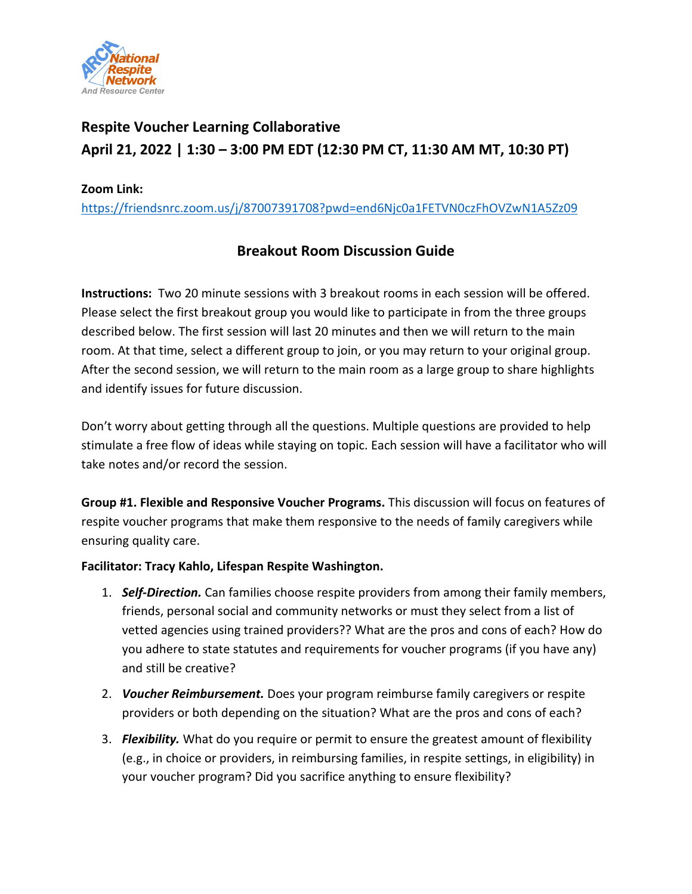## Respite Voucher Learning Collaborative

## April 21, 2022 | 1:30 – 3:00 PM EDT (12:30 PM CT, 11:30 AM MT, 10:30 PT)

**Zoom Link:**
https://friendsnrc.zoom.us/j/87007391708?pwd=end6Njc0a1FETVN0czFhOVZwN1A5Zz09

### Breakout Room Discussion Guide

**Instructions:** Two 20 minute sessions with 3 breakout rooms in each session will be offered. Please select the first breakout group you would like to participate in from the three groups described below. The first session will last 20 minutes and then we will return to the main room. At that time, select a different group to join, or you may return to your original group. After the second session, we will return to the main room as a large group to share highlights and identify issues for future discussion.

Don't worry about getting through all the questions. Multiple questions are provided to help stimulate a free flow of ideas while staying on topic. Each session will have a facilitator who will take notes and/or record the session.

**Group #1. Flexible and Responsive Voucher Programs.** This discussion will focus on features of respite voucher programs that make them responsive to the needs of family caregivers while ensuring quality care.

**Facilitator: Tracy Kahlo, Lifespan Respite Washington.**

1. ***Self-Direction.*** Can families choose respite providers from among their family members, friends, personal social and community networks or must they select from a list of vetted agencies using trained providers?? What are the pros and cons of each? How do you adhere to state statutes and requirements for voucher programs (if you have any) and still be creative?
2. ***Voucher Reimbursement.*** Does your program reimburse family caregivers or respite providers or both depending on the situation? What are the pros and cons of each?
3. ***Flexibility.*** What do you require or permit to ensure the greatest amount of flexibility (e.g., in choice or providers, in reimbursing families, in respite settings, in eligibility) in your voucher program? Did you sacrifice anything to ensure flexibility?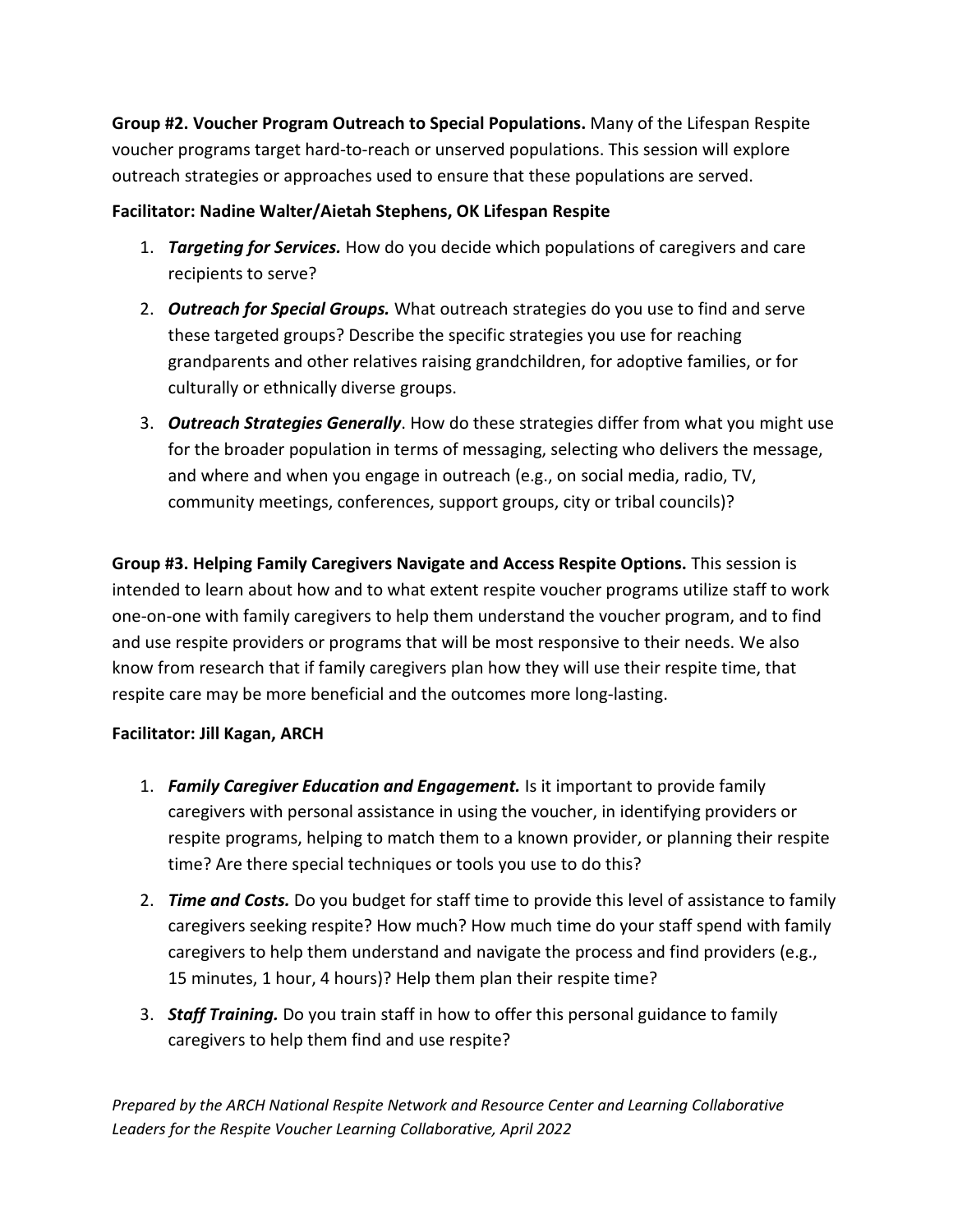**Group #2. Voucher Program Outreach to Special Populations.** Many of the Lifespan Respite voucher programs target hard-to-reach or unserved populations. This session will explore outreach strategies or approaches used to ensure that these populations are served.

**Facilitator: Nadine Walter/Aietah Stephens, OK Lifespan Respite**

1. ***Targeting for Services.*** How do you decide which populations of caregivers and care recipients to serve?
2. ***Outreach for Special Groups.*** What outreach strategies do you use to find and serve these targeted groups? Describe the specific strategies you use for reaching grandparents and other relatives raising grandchildren, for adoptive families, or for culturally or ethnically diverse groups.
3. ***Outreach Strategies Generally***. How do these strategies differ from what you might use for the broader population in terms of messaging, selecting who delivers the message, and where and when you engage in outreach (e.g., on social media, radio, TV, community meetings, conferences, support groups, city or tribal councils)?

**Group #3. Helping Family Caregivers Navigate and Access Respite Options.** This session is intended to learn about how and to what extent respite voucher programs utilize staff to work one-on-one with family caregivers to help them understand the voucher program, and to find and use respite providers or programs that will be most responsive to their needs. We also know from research that if family caregivers plan how they will use their respite time, that respite care may be more beneficial and the outcomes more long-lasting.

**Facilitator: Jill Kagan, ARCH**

1. ***Family Caregiver Education and Engagement.*** Is it important to provide family caregivers with personal assistance in using the voucher, in identifying providers or respite programs, helping to match them to a known provider, or planning their respite time? Are there special techniques or tools you use to do this?
2. ***Time and Costs.*** Do you budget for staff time to provide this level of assistance to family caregivers seeking respite? How much? How much time do your staff spend with family caregivers to help them understand and navigate the process and find providers (e.g., 15 minutes, 1 hour, 4 hours)? Help them plan their respite time?
3. ***Staff Training.*** Do you train staff in how to offer this personal guidance to family caregivers to help them find and use respite?

*Prepared by the ARCH National Respite Network and Resource Center and Learning Collaborative Leaders for the Respite Voucher Learning Collaborative, April 2022*